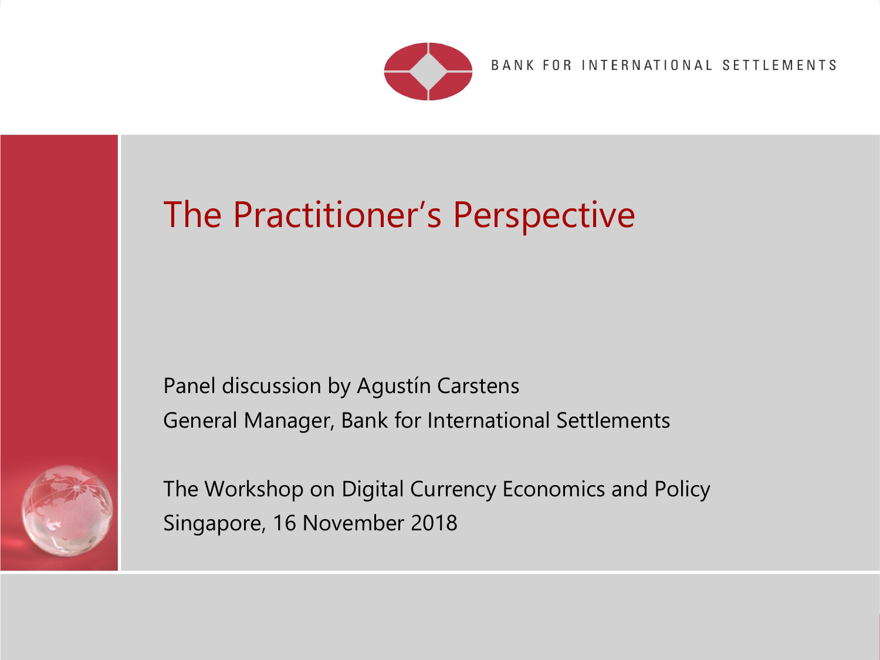BANK FOR INTERNATIONAL SETTLEMENTS

# The Practitioner's Perspective

Panel discussion by Agustín Carstens

General Manager, Bank for International Settlements

The Workshop on Digital Currency Economics and Policy

Singapore, 16 November 2018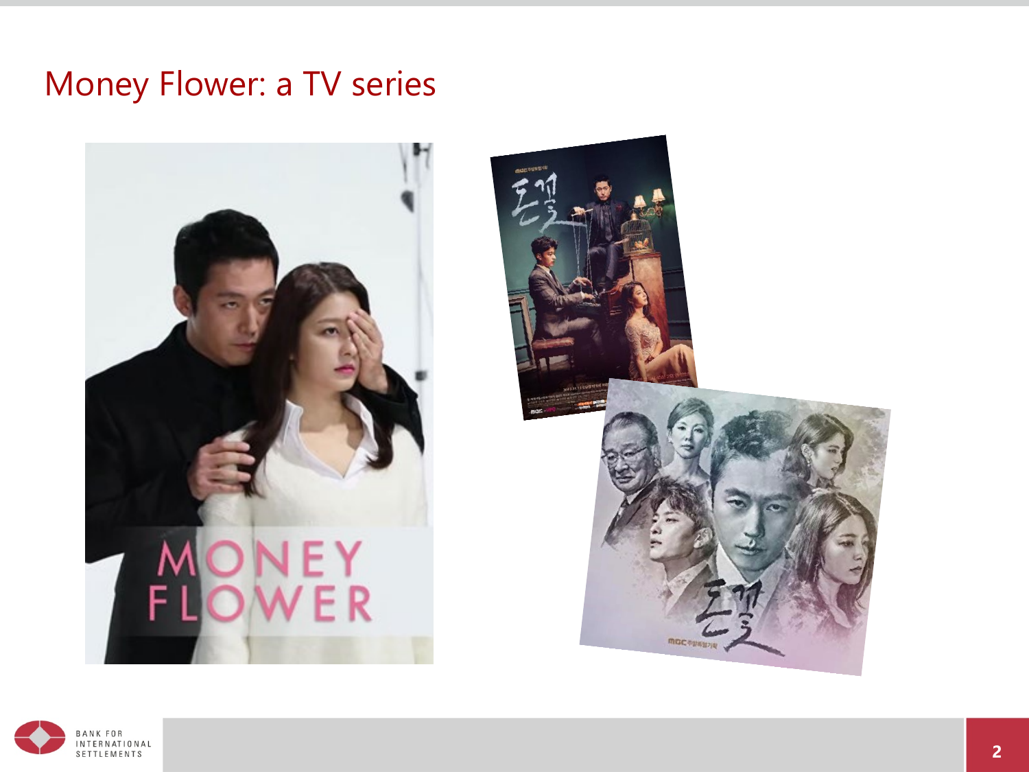# Money Flower: a TV series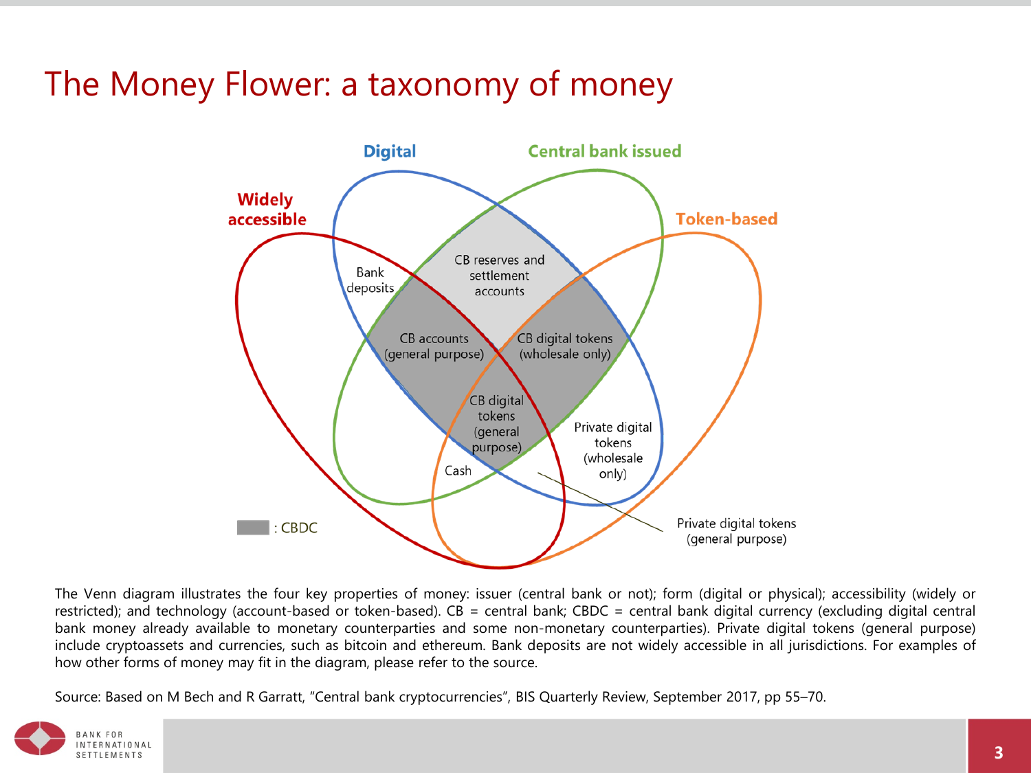# The Money Flower: a taxonomy of money

Digital

Central bank issued

Widely accessible

Token-based

Bank deposits

CB reserves and settlement accounts

CB accounts (general purpose)

CB digital tokens (wholesale only)

CB digital tokens (general purpose)

Private digital tokens (wholesale only)

Cash

Private digital tokens (general purpose)

: CBDC

The Venn diagram illustrates the four key properties of money: issuer (central bank or not); form (digital or physical); accessibility (widely or restricted); and technology (account-based or token-based). CB = central bank; CBDC = central bank digital currency (excluding digital central bank money already available to monetary counterparties and some non-monetary counterparties). Private digital tokens (general purpose) include cryptoassets and currencies, such as bitcoin and ethereum. Bank deposits are not widely accessible in all jurisdictions. For examples of how other forms of money may fit in the diagram, please refer to the source.

Source: Based on M Bech and R Garratt, "Central bank cryptocurrencies", BIS Quarterly Review, September 2017, pp 55–70.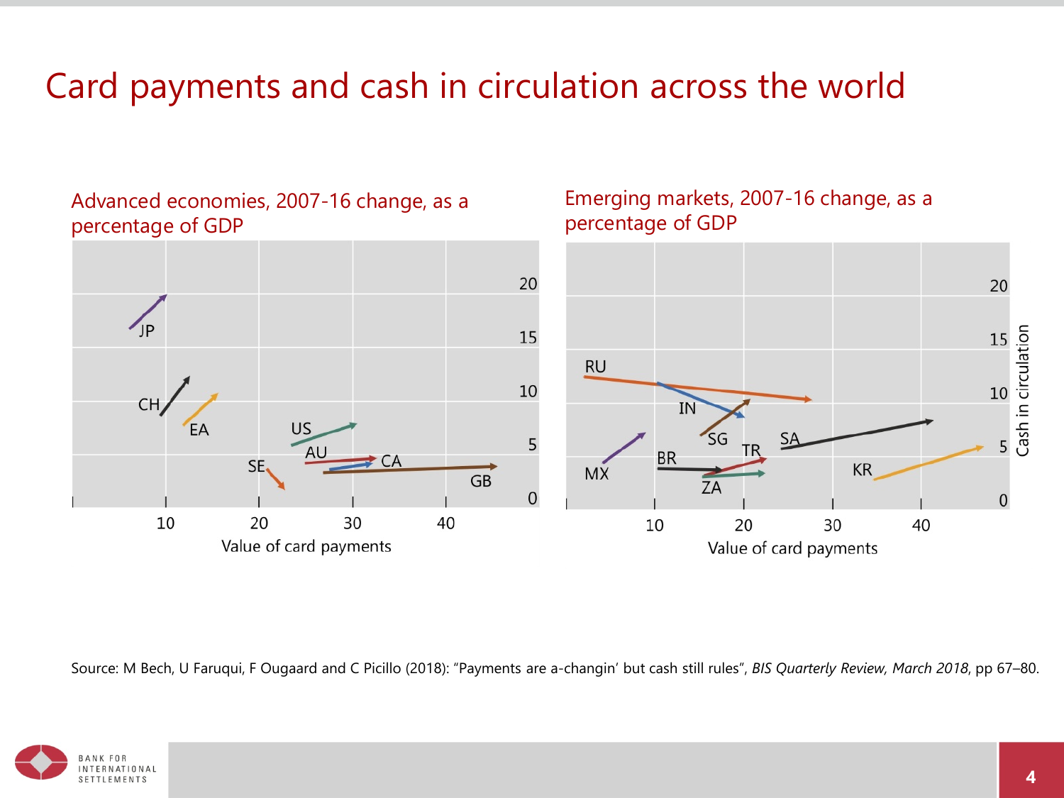# Card payments and cash in circulation across the world

Advanced economies, 2007-16 change, as a percentage of GDP

Emerging markets, 2007-16 change, as a percentage of GDP

Source: M Bech, U Faruqui, F Ougaard and C Picillo (2018): "Payments are a-changin' but cash still rules", *BIS Quarterly Review, March 2018*, pp 67–80.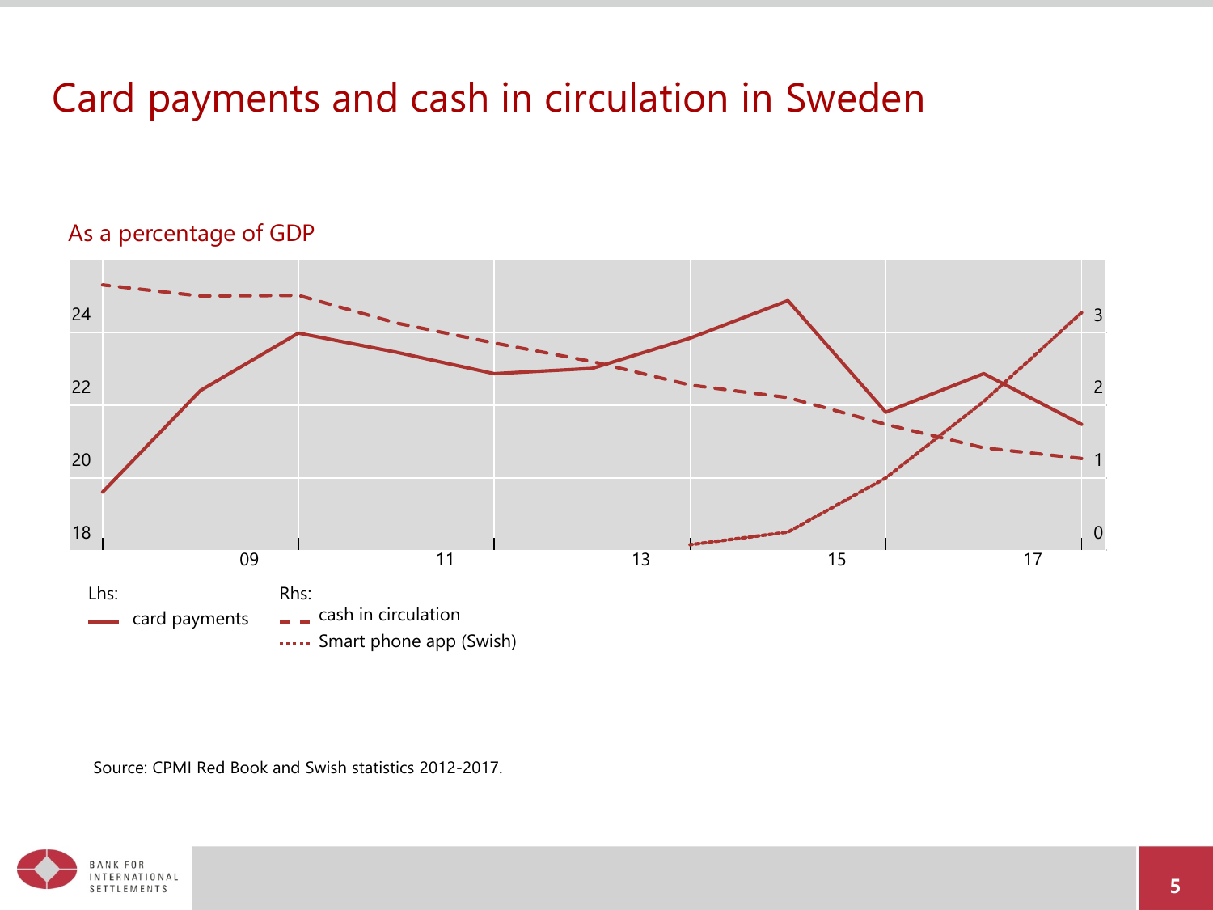# Card payments and cash in circulation in Sweden

As a percentage of GDP

Lhs:
- card payments

Rhs:
- cash in circulation
- Smart phone app (Swish)

Source: CPMI Red Book and Swish statistics 2012-2017.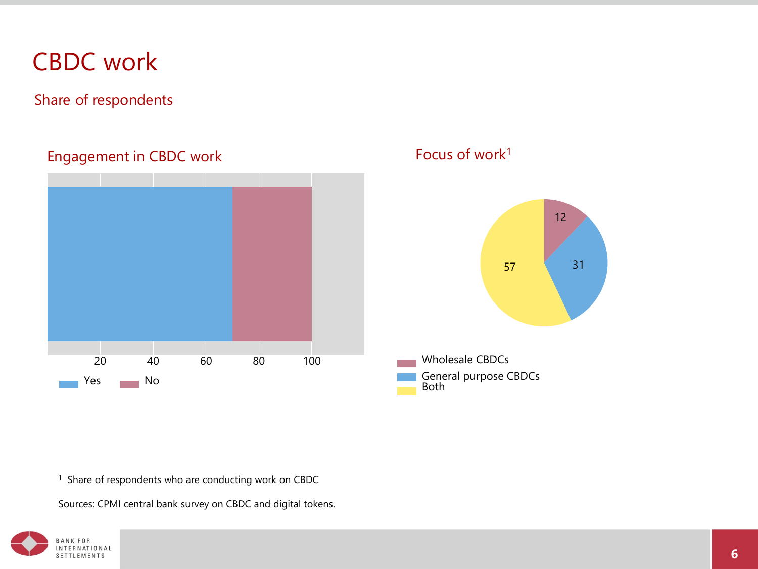# CBDC work

## Share of respondents

### Engagement in CBDC work

20 40 60 80 100

Yes No

### Focus of work[1]

12

31

57

Wholesale CBDCs
General purpose CBDCs
Both

[1] Share of respondents who are conducting work on CBDC

Sources: CPMI central bank survey on CBDC and digital tokens.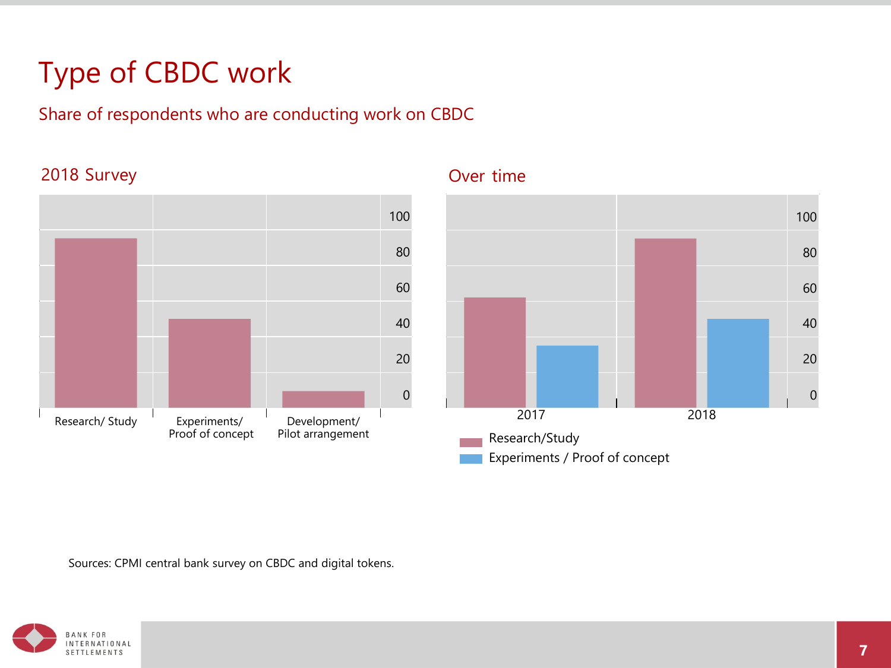# Type of CBDC work

Share of respondents who are conducting work on CBDC

## 2018 Survey

| | Research/ Study | Experiments/ Proof of concept | Development/ Pilot arrangement |
|---|---|---|---|
| Share (%) | ~95 | ~50 | ~9 |

## Over time

| | Research/Study | Experiments / Proof of concept |
|---|---|---|
| 2017 | ~62 | ~35 |
| 2018 | ~95 | ~50 |

Sources: CPMI central bank survey on CBDC and digital tokens.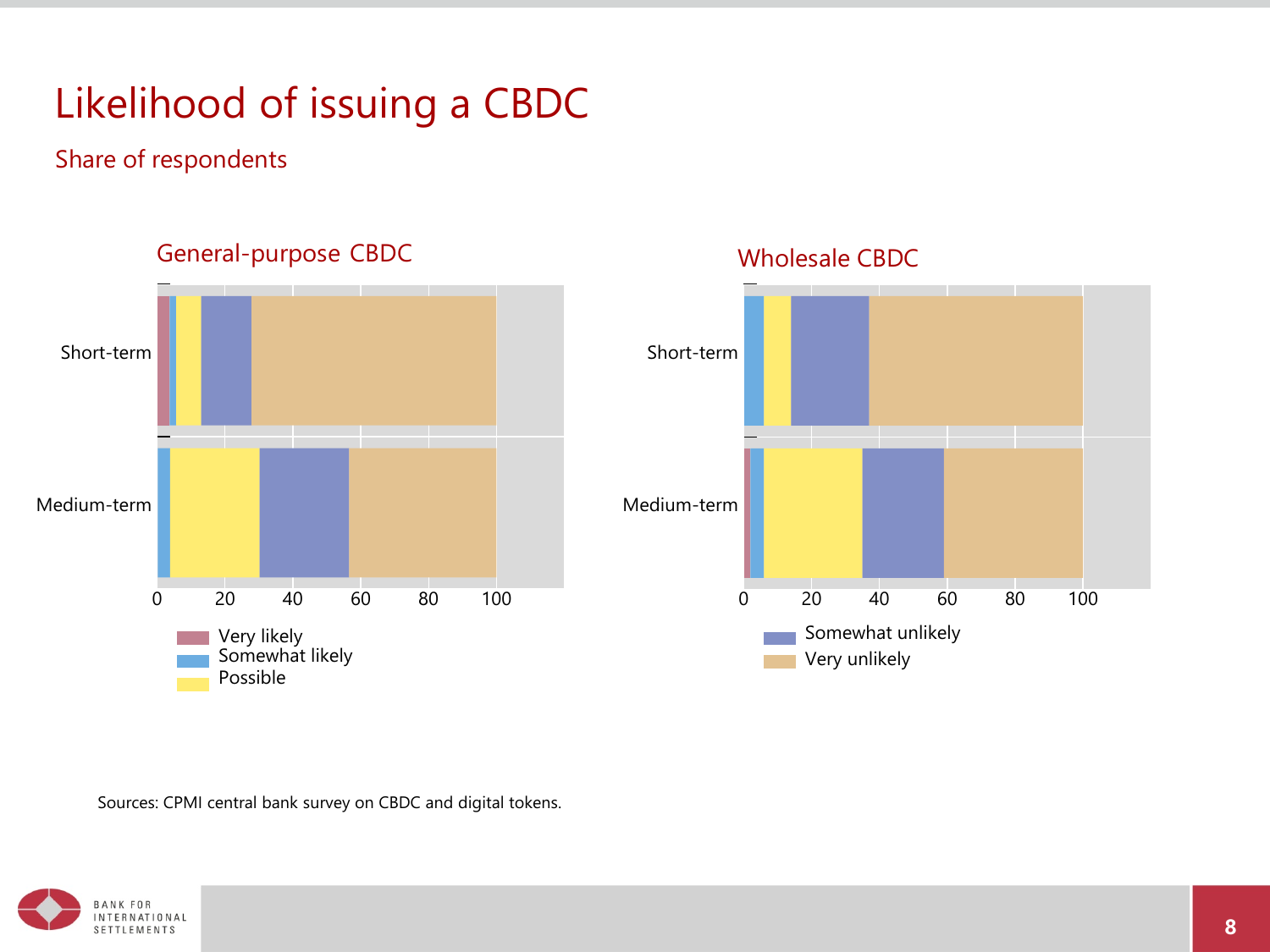# Likelihood of issuing a CBDC

Share of respondents

General-purpose CBDC

Short-term

Medium-term

0 20 40 60 80 100

Wholesale CBDC

Short-term

Medium-term

0 20 40 60 80 100

Very likely
Somewhat likely
Possible
Somewhat unlikely
Very unlikely

Sources: CPMI central bank survey on CBDC and digital tokens.